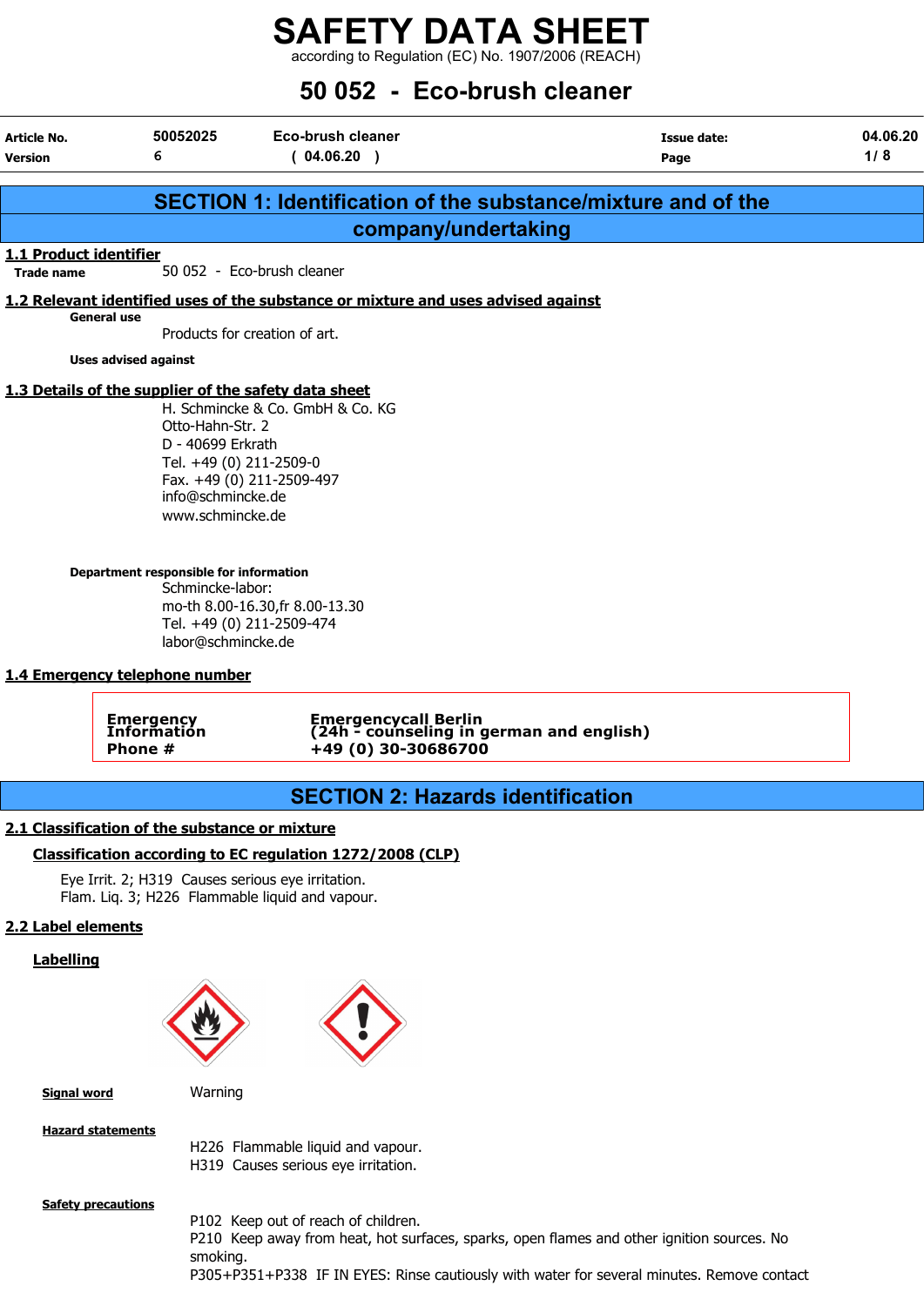# SAFETY DATA SHEET

according to Regulation (EC) No. 1907/2006 (REACH)

## 50 052 - Eco-brush cleaner

| Article No. | 50052025 | Eco-brush cleaner | Issue date: | 04.06.20 |
|---|---|---|---|---|
| Version | 6 | ( 04.06.20 ) | Page | 1/ 8 |

## SECTION 1: Identification of the substance/mixture and of the company/undertaking

### 1.1 Product identifier

**Trade name** 50 052 - Eco-brush cleaner

### 1.2 Relevant identified uses of the substance or mixture and uses advised against

**General use**

Products for creation of art.

**Uses advised against**

### 1.3 Details of the supplier of the safety data sheet

H. Schmincke & Co. GmbH & Co. KG
Otto-Hahn-Str. 2
D - 40699 Erkrath
Tel. +49 (0) 211-2509-0
Fax. +49 (0) 211-2509-497
info@schmincke.de
www.schmincke.de

**Department responsible for information**

Schmincke-labor:
mo-th 8.00-16.30,fr 8.00-13.30
Tel. +49 (0) 211-2509-474
labor@schmincke.de

### 1.4 Emergency telephone number

**Emergency Information Phone #**

**Emergencycall Berlin**
**(24h - counseling in german and english)**
**+49 (0) 30-30686700**

## SECTION 2: Hazards identification

### 2.1 Classification of the substance or mixture

#### Classification according to EC regulation 1272/2008 (CLP)

Eye Irrit. 2; H319 Causes serious eye irritation.
Flam. Liq. 3; H226 Flammable liquid and vapour.

### 2.2 Label elements

#### Labelling

**Signal word** Warning

**Hazard statements**

H226 Flammable liquid and vapour.
H319 Causes serious eye irritation.

**Safety precautions**

P102 Keep out of reach of children.
P210 Keep away from heat, hot surfaces, sparks, open flames and other ignition sources. No smoking.
P305+P351+P338 IF IN EYES: Rinse cautiously with water for several minutes. Remove contact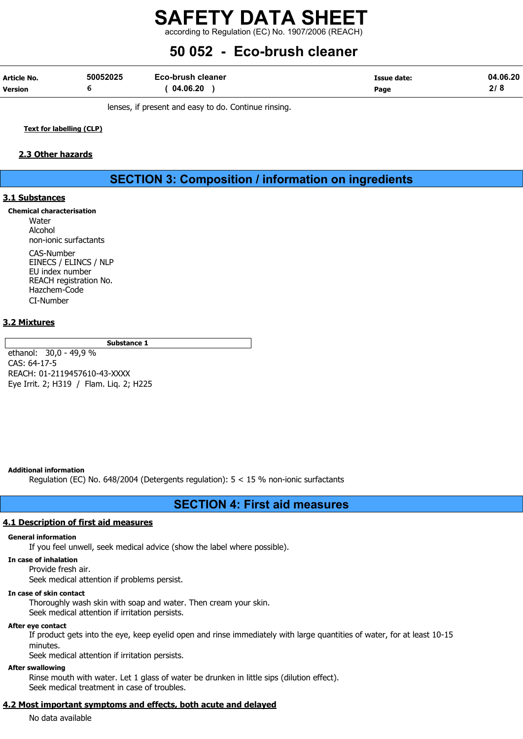lenses, if present and easy to do. Continue rinsing.

**Text for labelling (CLP)**

### 2.3 Other hazards

## SECTION 3: Composition / information on ingredients

### 3.1 Substances

**Chemical characterisation**

Water
Alcohol
non-ionic surfactants

CAS-Number
EINECS / ELINCS / NLP
EU index number
REACH registration No.
Hazchem-Code
CI-Number

### 3.2 Mixtures

| Substance 1 |
|---|
| ethanol: 30,0 - 49,9 %<br>CAS: 64-17-5<br>REACH: 01-2119457610-43-XXXX<br>Eye Irrit. 2; H319 / Flam. Liq. 2; H225 |

**Additional information**

Regulation (EC) No. 648/2004 (Detergents regulation): 5 < 15 % non-ionic surfactants

## SECTION 4: First aid measures

### 4.1 Description of first aid measures

**General information**

If you feel unwell, seek medical advice (show the label where possible).

**In case of inhalation**

Provide fresh air.
Seek medical attention if problems persist.

**In case of skin contact**

Thoroughly wash skin with soap and water. Then cream your skin.
Seek medical attention if irritation persists.

**After eye contact**

If product gets into the eye, keep eyelid open and rinse immediately with large quantities of water, for at least 10-15 minutes.
Seek medical attention if irritation persists.

**After swallowing**

Rinse mouth with water. Let 1 glass of water be drunken in little sips (dilution effect).
Seek medical treatment in case of troubles.

### 4.2 Most important symptoms and effects, both acute and delayed

No data available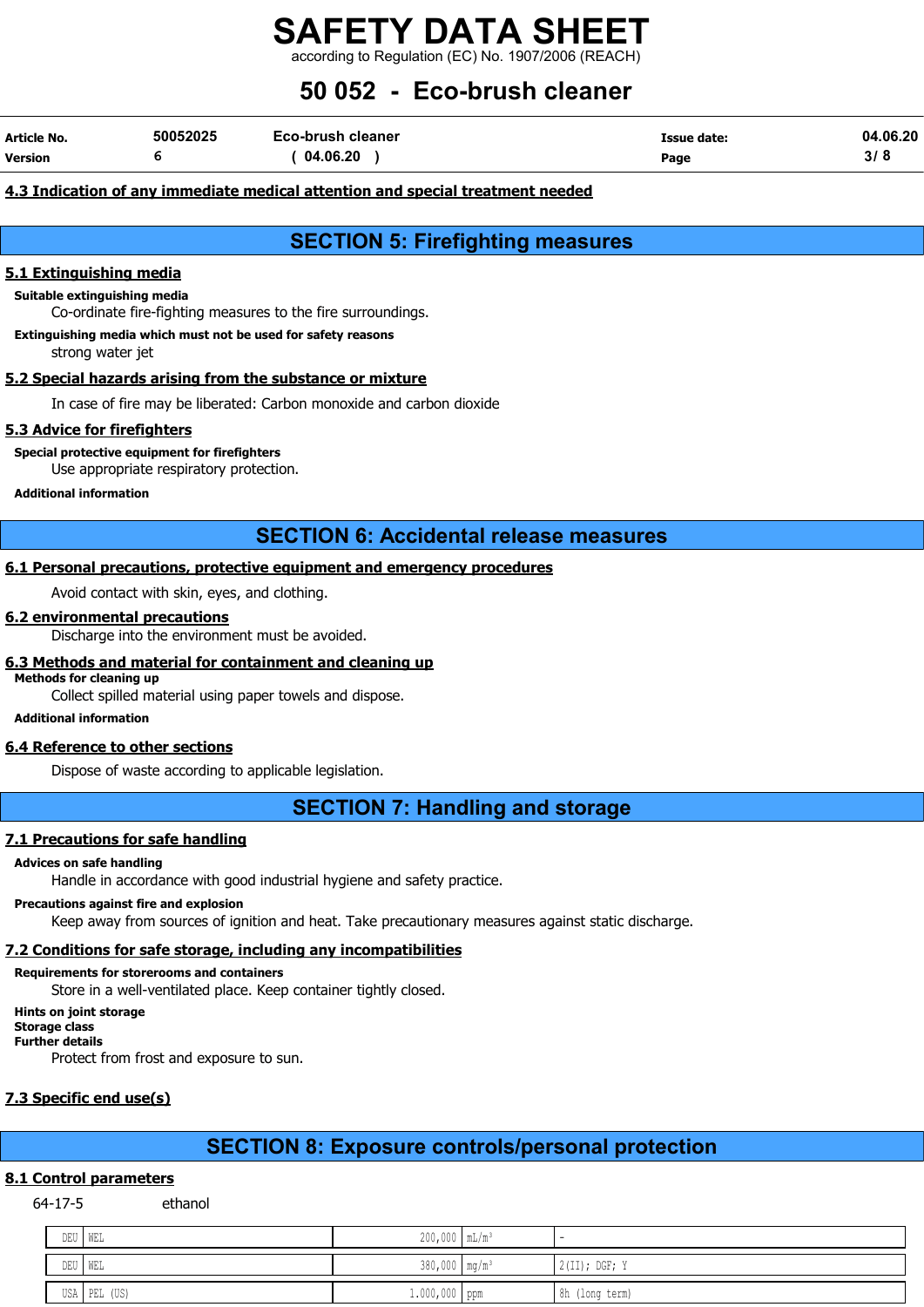### 4.3 Indication of any immediate medical attention and special treatment needed

## SECTION 5: Firefighting measures

### 5.1 Extinguishing media

**Suitable extinguishing media**

Co-ordinate fire-fighting measures to the fire surroundings.

**Extinguishing media which must not be used for safety reasons**

strong water jet

### 5.2 Special hazards arising from the substance or mixture

In case of fire may be liberated: Carbon monoxide and carbon dioxide

### 5.3 Advice for firefighters

**Special protective equipment for firefighters**

Use appropriate respiratory protection.

**Additional information**

## SECTION 6: Accidental release measures

### 6.1 Personal precautions, protective equipment and emergency procedures

Avoid contact with skin, eyes, and clothing.

### 6.2 environmental precautions

Discharge into the environment must be avoided.

### 6.3 Methods and material for containment and cleaning up

**Methods for cleaning up**

Collect spilled material using paper towels and dispose.

**Additional information**

### 6.4 Reference to other sections

Dispose of waste according to applicable legislation.

## SECTION 7: Handling and storage

### 7.1 Precautions for safe handling

**Advices on safe handling**

Handle in accordance with good industrial hygiene and safety practice.

**Precautions against fire and explosion**

Keep away from sources of ignition and heat. Take precautionary measures against static discharge.

### 7.2 Conditions for safe storage, including any incompatibilities

**Requirements for storerooms and containers**

Store in a well-ventilated place. Keep container tightly closed.

**Hints on joint storage**

**Storage class**

**Further details**

Protect from frost and exposure to sun.

### 7.3 Specific end use(s)

## SECTION 8: Exposure controls/personal protection

### 8.1 Control parameters

64-17-5 ethanol

| | | | | |
|---|---|---|---|---|
| DEU | WEL | 200,000 | mL/m³ | - |
| DEU | WEL | 380,000 | mg/m³ | 2(II); DGF; Y |
| USA | PEL (US) | 1.000,000 | ppm | 8h (long term) |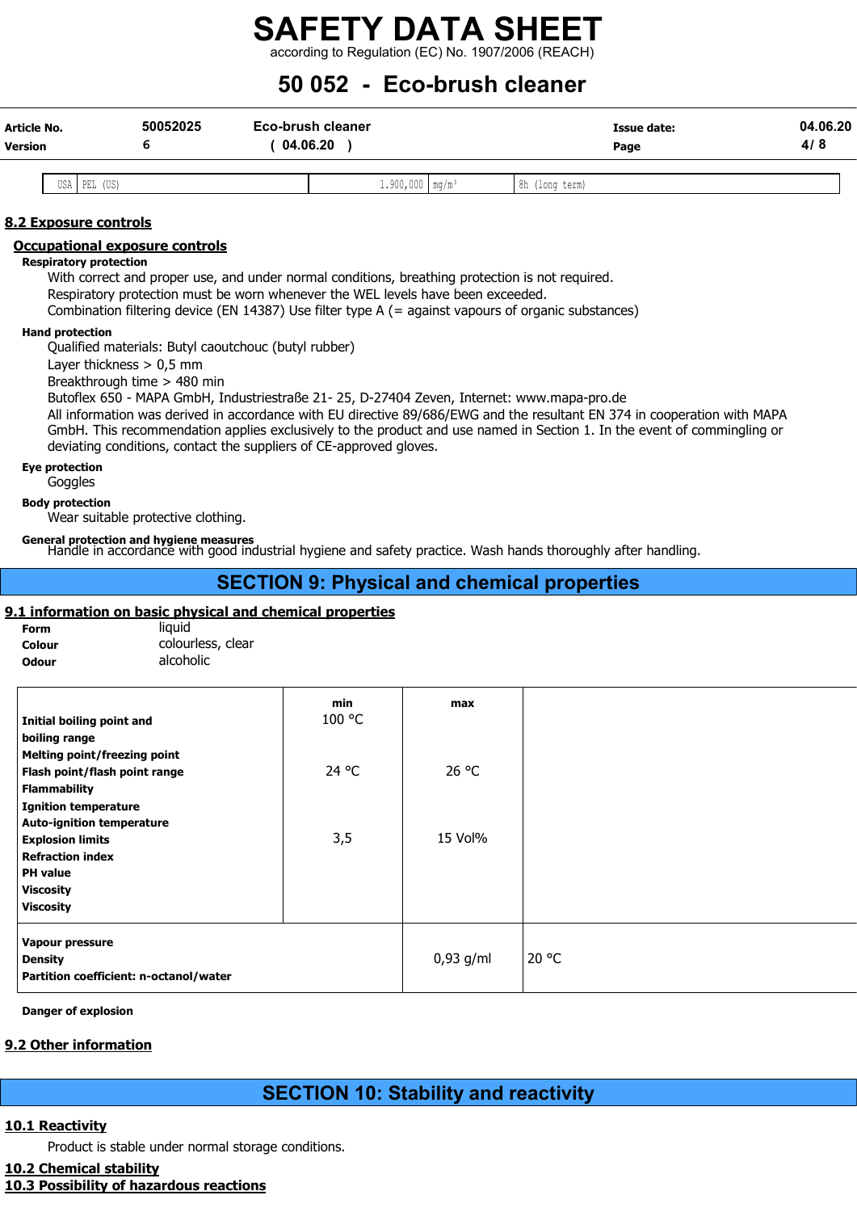| USA | PEL (US) | 1.900,000 | mg/m³ | 8h (long term) |
|---|---|---|---|---|

## 8.2 Exposure controls

### Occupational exposure controls

**Respiratory protection**

With correct and proper use, and under normal conditions, breathing protection is not required.
Respiratory protection must be worn whenever the WEL levels have been exceeded.
Combination filtering device (EN 14387) Use filter type A (= against vapours of organic substances)

**Hand protection**

Qualified materials: Butyl caoutchouc (butyl rubber)
Layer thickness > 0,5 mm
Breakthrough time > 480 min
Butoflex 650 - MAPA GmbH, Industriestraße 21- 25, D-27404 Zeven, Internet: www.mapa-pro.de
All information was derived in accordance with EU directive 89/686/EWG and the resultant EN 374 in cooperation with MAPA GmbH. This recommendation applies exclusively to the product and use named in Section 1. In the event of commingling or deviating conditions, contact the suppliers of CE-approved gloves.

**Eye protection**

Goggles

**Body protection**

Wear suitable protective clothing.

**General protection and hygiene measures**

Handle in accordance with good industrial hygiene and safety practice. Wash hands thoroughly after handling.

# SECTION 9: Physical and chemical properties

## 9.1 information on basic physical and chemical properties

**Form** liquid
**Colour** colourless, clear
**Odour** alcoholic

| | min | max | |
|---|---|---|---|
| **Initial boiling point and boiling range** | 100 °C | | |
| **Melting point/freezing point** | | | |
| **Flash point/flash point range** | 24 °C | 26 °C | |
| **Flammability** | | | |
| **Ignition temperature** | | | |
| **Auto-ignition temperature** | | | |
| **Explosion limits** | 3,5 | 15 Vol% | |
| **Refraction index** | | | |
| **PH value** | | | |
| **Viscosity** | | | |
| **Viscosity** | | | |
| **Vapour pressure** | | | |
| **Density** | | 0,93 g/ml | 20 °C |
| **Partition coefficient: n-octanol/water** | | | |

**Danger of explosion**

## 9.2 Other information

# SECTION 10: Stability and reactivity

## 10.1 Reactivity

Product is stable under normal storage conditions.

## 10.2 Chemical stability

## 10.3 Possibility of hazardous reactions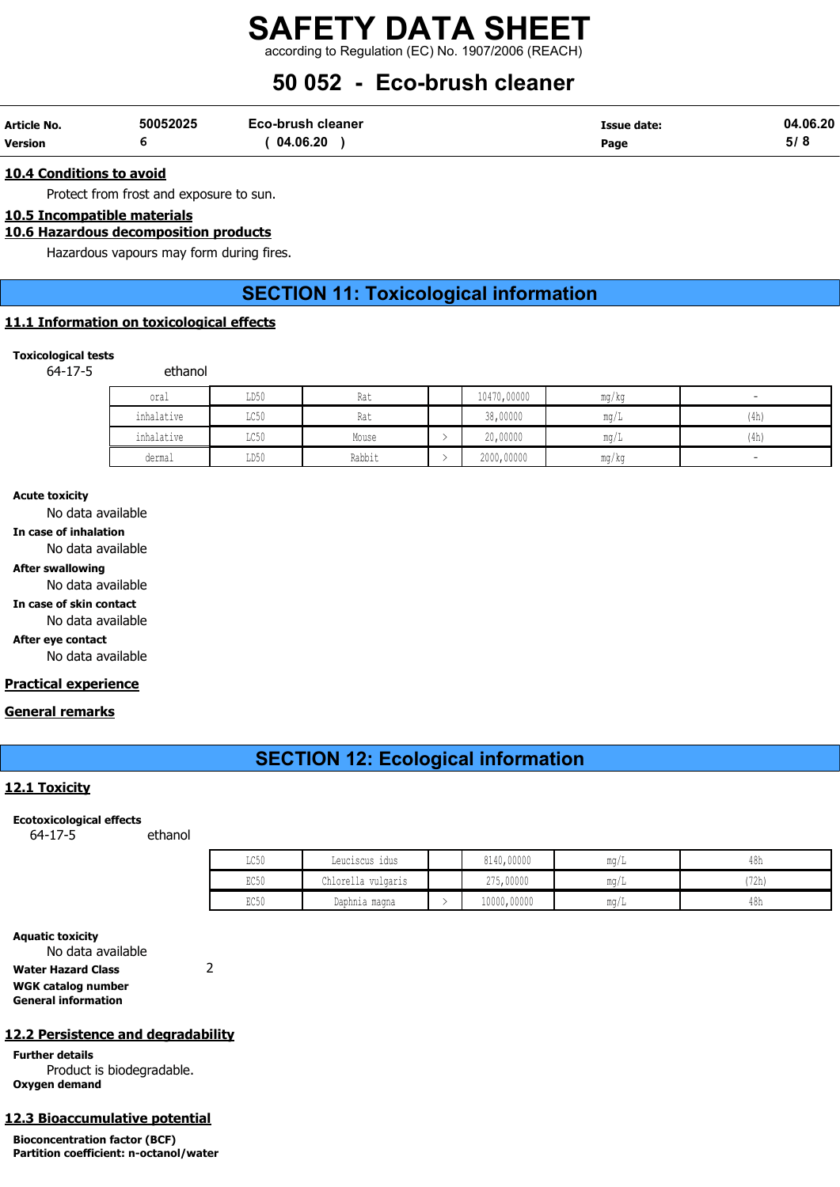#### 10.4 Conditions to avoid

Protect from frost and exposure to sun.

#### 10.5 Incompatible materials

#### 10.6 Hazardous decomposition products

Hazardous vapours may form during fires.

## SECTION 11: Toxicological information

#### 11.1 Information on toxicological effects

**Toxicological tests**

64-17-5 ethanol

| | | | | | | |
|---|---|---|---|---|---|---|
| oral | LD50 | Rat | | 10470,00000 | mg/kg | - |
| inhalative | LC50 | Rat | | 38,00000 | mg/L | (4h) |
| inhalative | LC50 | Mouse | > | 20,00000 | mg/L | (4h) |
| dermal | LD50 | Rabbit | > | 2000,00000 | mg/kg | - |

**Acute toxicity**

No data available

**In case of inhalation**

No data available

**After swallowing**

No data available

**In case of skin contact**

No data available

**After eye contact**

No data available

#### Practical experience

#### General remarks

## SECTION 12: Ecological information

#### 12.1 Toxicity

**Ecotoxicological effects**

64-17-5 ethanol

| | | | | | |
|---|---|---|---|---|---|
| LC50 | Leuciscus idus | | 8140,00000 | mg/L | 48h |
| EC50 | Chlorella vulgaris | | 275,00000 | mg/L | (72h) |
| EC50 | Daphnia magna | > | 10000,00000 | mg/L | 48h |

**Aquatic toxicity**

No data available

**Water Hazard Class** 2

**WGK catalog number**

**General information**

#### 12.2 Persistence and degradability

**Further details**

Product is biodegradable.

**Oxygen demand**

#### 12.3 Bioaccumulative potential

**Bioconcentration factor (BCF)**

**Partition coefficient: n-octanol/water**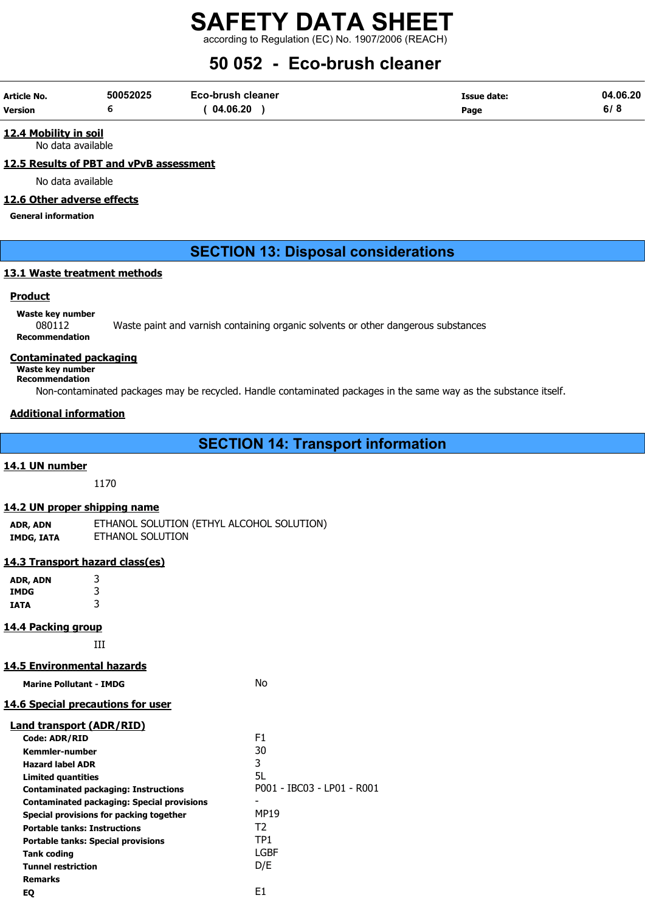### 12.4 Mobility in soil

No data available

### 12.5 Results of PBT and vPvB assessment

No data available

### 12.6 Other adverse effects

**General information**

## SECTION 13: Disposal considerations

### 13.1 Waste treatment methods

**Product**

**Waste key number**

080112 Waste paint and varnish containing organic solvents or other dangerous substances

**Recommendation**

**Contaminated packaging**

**Waste key number**

**Recommendation**

Non-contaminated packages may be recycled. Handle contaminated packages in the same way as the substance itself.

**Additional information**

## SECTION 14: Transport information

### 14.1 UN number

1170

### 14.2 UN proper shipping name

| | |
|---|---|
| **ADR, ADN** | ETHANOL SOLUTION (ETHYL ALCOHOL SOLUTION) |
| **IMDG, IATA** | ETHANOL SOLUTION |

### 14.3 Transport hazard class(es)

| | |
|---|---|
| **ADR, ADN** | 3 |
| **IMDG** | 3 |
| **IATA** | 3 |

### 14.4 Packing group

III

### 14.5 Environmental hazards

| | |
|---|---|
| **Marine Pollutant - IMDG** | No |

### 14.6 Special precautions for user

**Land transport (ADR/RID)**

| | |
|---|---|
| **Code: ADR/RID** | F1 |
| **Kemmler-number** | 30 |
| **Hazard label ADR** | 3 |
| **Limited quantities** | 5L |
| **Contaminated packaging: Instructions** | P001 - IBC03 - LP01 - R001 |
| **Contaminated packaging: Special provisions** | - |
| **Special provisions for packing together** | MP19 |
| **Portable tanks: Instructions** | T2 |
| **Portable tanks: Special provisions** | TP1 |
| **Tank coding** | LGBF |
| **Tunnel restriction** | D/E |
| **Remarks** | |
| **EQ** | E1 |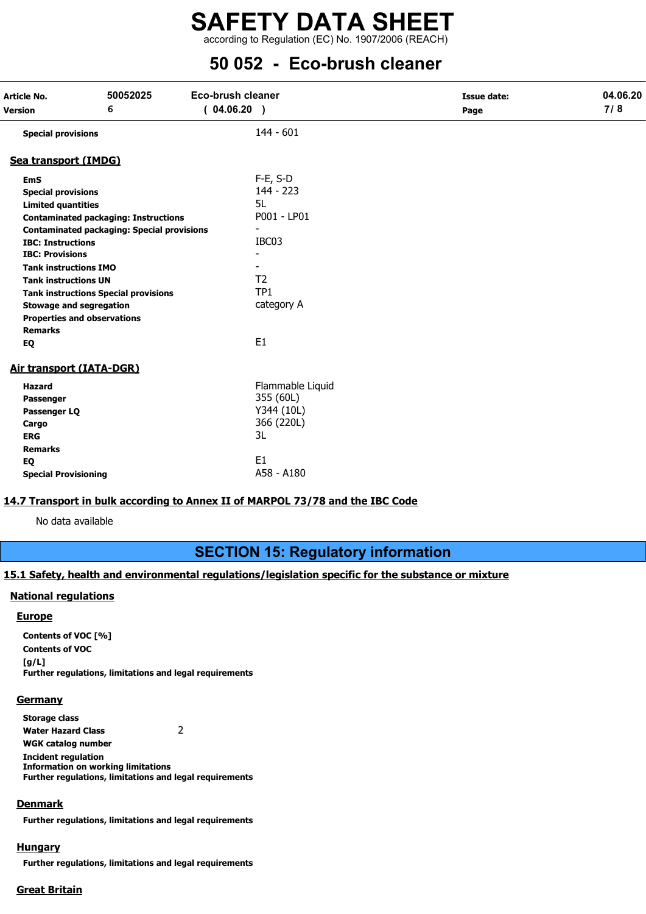| | |
|---|---|
| **Special provisions** | 144 - 601 |

## Sea transport (IMDG)

| | |
|---|---|
| **EmS** | F-E, S-D |
| **Special provisions** | 144 - 223 |
| **Limited quantities** | 5L |
| **Contaminated packaging: Instructions** | P001 - LP01 |
| **Contaminated packaging: Special provisions** | - |
| **IBC: Instructions** | IBC03 |
| **IBC: Provisions** | - |
| **Tank instructions IMO** | - |
| **Tank instructions UN** | T2 |
| **Tank instructions Special provisions** | TP1 |
| **Stowage and segregation** | category A |
| **Properties and observations** | |
| **Remarks** | |
| **EQ** | E1 |

## Air transport (IATA-DGR)

| | |
|---|---|
| **Hazard** | Flammable Liquid |
| **Passenger** | 355 (60L) |
| **Passenger LQ** | Y344 (10L) |
| **Cargo** | 366 (220L) |
| **ERG** | 3L |
| **Remarks** | |
| **EQ** | E1 |
| **Special Provisioning** | A58 - A180 |

## 14.7 Transport in bulk according to Annex II of MARPOL 73/78 and the IBC Code

No data available

# SECTION 15: Regulatory information

## 15.1 Safety, health and environmental regulations/legislation specific for the substance or mixture

### National regulations

#### Europe

**Contents of VOC [%]**

**Contents of VOC [g/L]**

**Further regulations, limitations and legal requirements**

#### Germany

| | |
|---|---|
| **Storage class** | |
| **Water Hazard Class** | 2 |
| **WGK catalog number** | |

**Incident regulation**

**Information on working limitations**

**Further regulations, limitations and legal requirements**

#### Denmark

**Further regulations, limitations and legal requirements**

#### Hungary

**Further regulations, limitations and legal requirements**

#### Great Britain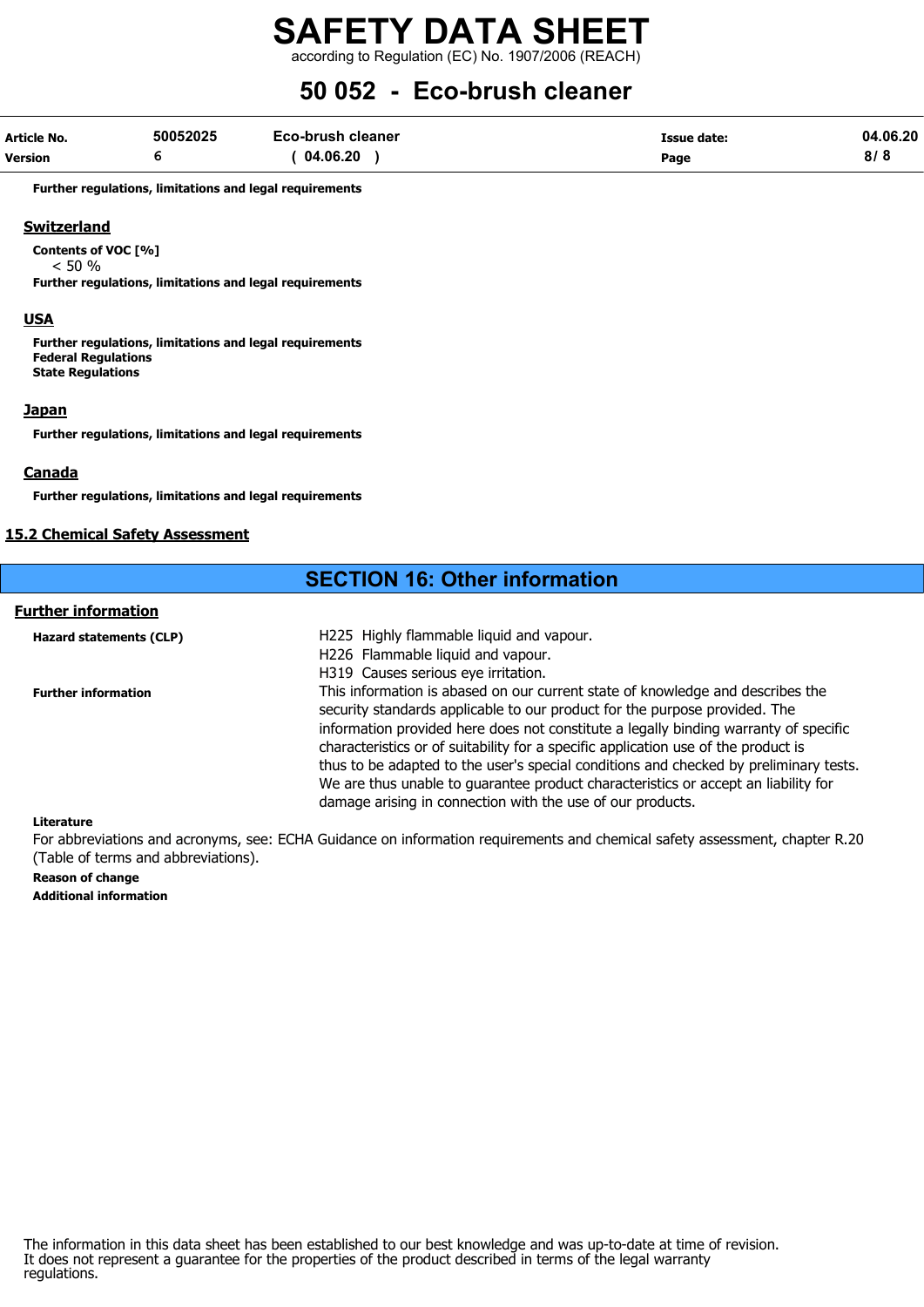**Further regulations, limitations and legal requirements**

### Switzerland

**Contents of VOC [%]**

< 50 %

**Further regulations, limitations and legal requirements**

### USA

**Further regulations, limitations and legal requirements**

**Federal Regulations**

**State Regulations**

### Japan

**Further regulations, limitations and legal requirements**

### Canada

**Further regulations, limitations and legal requirements**

## 15.2 Chemical Safety Assessment

# SECTION 16: Other information

## Further information

**Hazard statements (CLP)**

H225 Highly flammable liquid and vapour.
H226 Flammable liquid and vapour.
H319 Causes serious eye irritation.

**Further information**

This information is abased on our current state of knowledge and describes the security standards applicable to our product for the purpose provided. The information provided here does not constitute a legally binding warranty of specific characteristics or of suitability for a specific application use of the product is thus to be adapted to the user's special conditions and checked by preliminary tests. We are thus unable to guarantee product characteristics or accept an liability for damage arising in connection with the use of our products.

**Literature**

For abbreviations and acronyms, see: ECHA Guidance on information requirements and chemical safety assessment, chapter R.20 (Table of terms and abbreviations).

**Reason of change**

**Additional information**

The information in this data sheet has been established to our best knowledge and was up-to-date at time of revision. It does not represent a guarantee for the properties of the product described in terms of the legal warranty regulations.